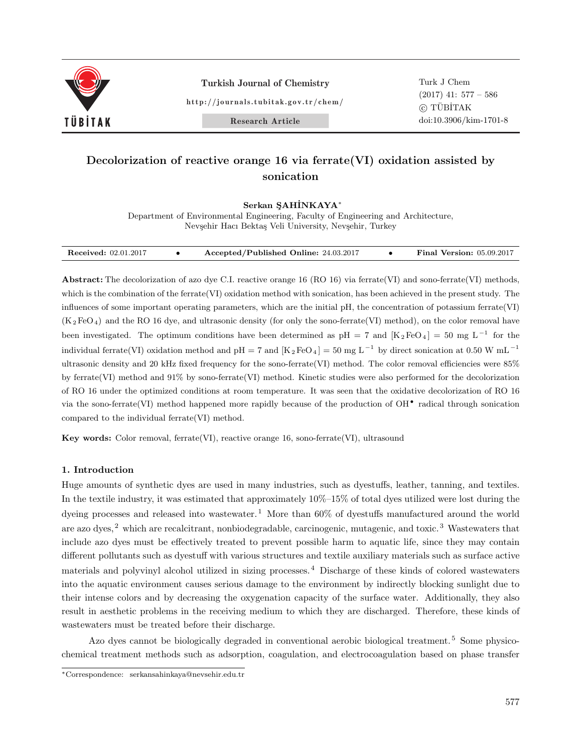# Decolorization of reactive orange 16 via ferrate(VI) oxidation assisted by sonication

**Serkan ŞAHİNKAYA***

Department of Environmental Engineering, Faculty of Engineering and Architecture, Nevşehir Hacı Bektaş Veli University, Nevşehir, Turkey

**Received:** 02.01.2017 • **Accepted/Published Online:** 24.03.2017 • **Final Version:** 05.09.2017

**Abstract:** The decolorization of azo dye C.I. reactive orange 16 (RO 16) via ferrate(VI) and sono-ferrate(VI) methods, which is the combination of the ferrate(VI) oxidation method with sonication, has been achieved in the present study. The influences of some important operating parameters, which are the initial pH, the concentration of potassium ferrate(VI) ($K_2FeO_4$) and the RO 16 dye, and ultrasonic density (for only the sono-ferrate(VI) method), on the color removal have been investigated. The optimum conditions have been determined as pH = 7 and $[K_2FeO_4]$ = 50 mg $L^{-1}$ for the individual ferrate(VI) oxidation method and pH = 7 and $[K_2FeO_4]$ = 50 mg $L^{-1}$ by direct sonication at 0.50 W $mL^{-1}$ ultrasonic density and 20 kHz fixed frequency for the sono-ferrate(VI) method. The color removal efficiencies were 85% by ferrate(VI) method and 91% by sono-ferrate(VI) method. Kinetic studies were also performed for the decolorization of RO 16 under the optimized conditions at room temperature. It was seen that the oxidative decolorization of RO 16 via the sono-ferrate(VI) method happened more rapidly because of the production of $OH^{\bullet}$ radical through sonication compared to the individual ferrate(VI) method.

**Key words:** Color removal, ferrate(VI), reactive orange 16, sono-ferrate(VI), ultrasound

## 1. Introduction

Huge amounts of synthetic dyes are used in many industries, such as dyestuffs, leather, tanning, and textiles. In the textile industry, it was estimated that approximately 10%–15% of total dyes utilized were lost during the dyeing processes and released into wastewater.[1] More than 60% of dyestuffs manufactured around the world are azo dyes,[2] which are recalcitrant, nonbiodegradable, carcinogenic, mutagenic, and toxic.[3] Wastewaters that include azo dyes must be effectively treated to prevent possible harm to aquatic life, since they may contain different pollutants such as dyestuff with various structures and textile auxiliary materials such as surface active materials and polyvinyl alcohol utilized in sizing processes.[4] Discharge of these kinds of colored wastewaters into the aquatic environment causes serious damage to the environment by indirectly blocking sunlight due to their intense colors and by decreasing the oxygenation capacity of the surface water. Additionally, they also result in aesthetic problems in the receiving medium to which they are discharged. Therefore, these kinds of wastewaters must be treated before their discharge.

Azo dyes cannot be biologically degraded in conventional aerobic biological treatment.[5] Some physico-chemical treatment methods such as adsorption, coagulation, and electrocoagulation based on phase transfer

*Correspondence: serkansahinkaya@nevsehir.edu.tr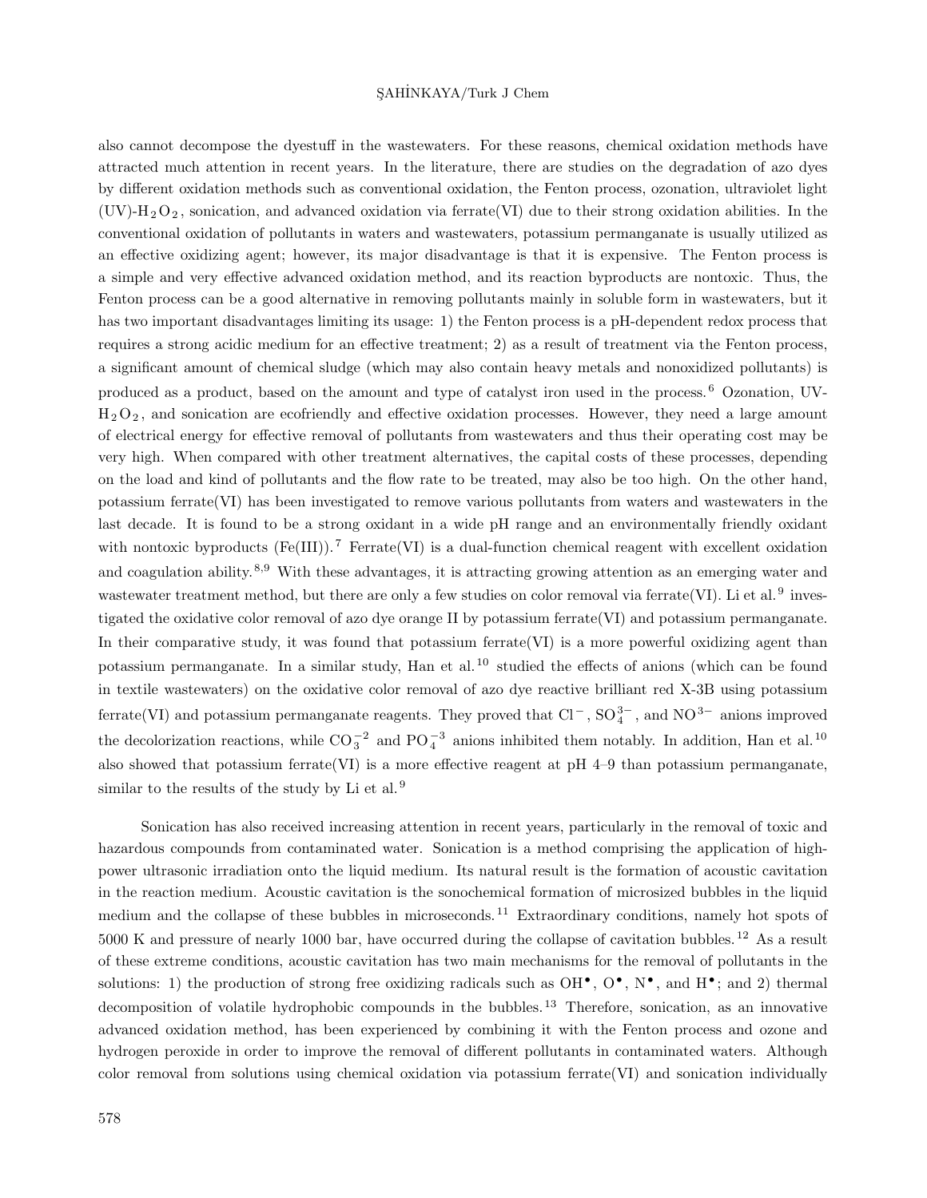also cannot decompose the dyestuff in the wastewaters. For these reasons, chemical oxidation methods have attracted much attention in recent years. In the literature, there are studies on the degradation of azo dyes by different oxidation methods such as conventional oxidation, the Fenton process, ozonation, ultraviolet light (UV)-$H_2O_2$, sonication, and advanced oxidation via ferrate(VI) due to their strong oxidation abilities. In the conventional oxidation of pollutants in waters and wastewaters, potassium permanganate is usually utilized as an effective oxidizing agent; however, its major disadvantage is that it is expensive. The Fenton process is a simple and very effective advanced oxidation method, and its reaction byproducts are nontoxic. Thus, the Fenton process can be a good alternative in removing pollutants mainly in soluble form in wastewaters, but it has two important disadvantages limiting its usage: 1) the Fenton process is a pH-dependent redox process that requires a strong acidic medium for an effective treatment; 2) as a result of treatment via the Fenton process, a significant amount of chemical sludge (which may also contain heavy metals and nonoxidized pollutants) is produced as a product, based on the amount and type of catalyst iron used in the process.[6] Ozonation, UV-$H_2O_2$, and sonication are ecofriendly and effective oxidation processes. However, they need a large amount of electrical energy for effective removal of pollutants from wastewaters and thus their operating cost may be very high. When compared with other treatment alternatives, the capital costs of these processes, depending on the load and kind of pollutants and the flow rate to be treated, may also be too high. On the other hand, potassium ferrate(VI) has been investigated to remove various pollutants from waters and wastewaters in the last decade. It is found to be a strong oxidant in a wide pH range and an environmentally friendly oxidant with nontoxic byproducts (Fe(III)).[7] Ferrate(VI) is a dual-function chemical reagent with excellent oxidation and coagulation ability.[8,9] With these advantages, it is attracting growing attention as an emerging water and wastewater treatment method, but there are only a few studies on color removal via ferrate(VI). Li et al.[9] investigated the oxidative color removal of azo dye orange II by potassium ferrate(VI) and potassium permanganate. In their comparative study, it was found that potassium ferrate(VI) is a more powerful oxidizing agent than potassium permanganate. In a similar study, Han et al.[10] studied the effects of anions (which can be found in textile wastewaters) on the oxidative color removal of azo dye reactive brilliant red X-3B using potassium ferrate(VI) and potassium permanganate reagents. They proved that $Cl^-$, $SO_4^{3-}$, and $NO^{3-}$ anions improved the decolorization reactions, while $CO_3^{-2}$ and $PO_4^{-3}$ anions inhibited them notably. In addition, Han et al.[10] also showed that potassium ferrate(VI) is a more effective reagent at pH 4–9 than potassium permanganate, similar to the results of the study by Li et al.[9]

Sonication has also received increasing attention in recent years, particularly in the removal of toxic and hazardous compounds from contaminated water. Sonication is a method comprising the application of high-power ultrasonic irradiation onto the liquid medium. Its natural result is the formation of acoustic cavitation in the reaction medium. Acoustic cavitation is the sonochemical formation of microsized bubbles in the liquid medium and the collapse of these bubbles in microseconds.[11] Extraordinary conditions, namely hot spots of 5000 K and pressure of nearly 1000 bar, have occurred during the collapse of cavitation bubbles.[12] As a result of these extreme conditions, acoustic cavitation has two main mechanisms for the removal of pollutants in the solutions: 1) the production of strong free oxidizing radicals such as $OH^{\bullet}$, $O^{\bullet}$, $N^{\bullet}$, and $H^{\bullet}$; and 2) thermal decomposition of volatile hydrophobic compounds in the bubbles.[13] Therefore, sonication, as an innovative advanced oxidation method, has been experienced by combining it with the Fenton process and ozone and hydrogen peroxide in order to improve the removal of different pollutants in contaminated waters. Although color removal from solutions using chemical oxidation via potassium ferrate(VI) and sonication individually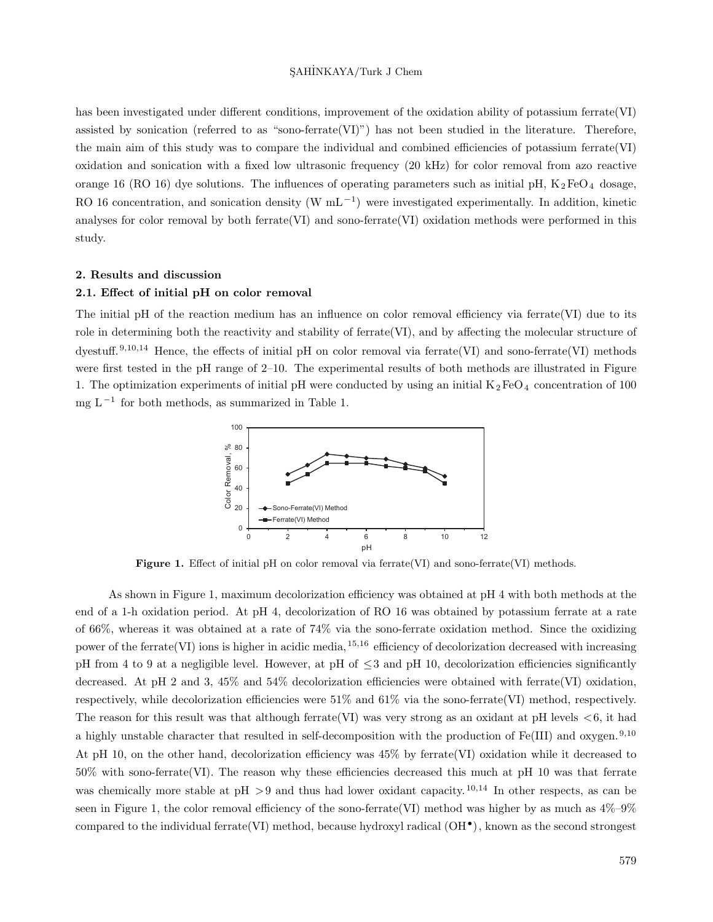has been investigated under different conditions, improvement of the oxidation ability of potassium ferrate(VI) assisted by sonication (referred to as "sono-ferrate(VI)") has not been studied in the literature. Therefore, the main aim of this study was to compare the individual and combined efficiencies of potassium ferrate(VI) oxidation and sonication with a fixed low ultrasonic frequency (20 kHz) for color removal from azo reactive orange 16 (RO 16) dye solutions. The influences of operating parameters such as initial pH, $K_2FeO_4$ dosage, RO 16 concentration, and sonication density (W $mL^{-1}$) were investigated experimentally. In addition, kinetic analyses for color removal by both ferrate(VI) and sono-ferrate(VI) oxidation methods were performed in this study.

## 2. Results and discussion

### 2.1. Effect of initial pH on color removal

The initial pH of the reaction medium has an influence on color removal efficiency via ferrate(VI) due to its role in determining both the reactivity and stability of ferrate(VI), and by affecting the molecular structure of dyestuff.[9,10,14] Hence, the effects of initial pH on color removal via ferrate(VI) and sono-ferrate(VI) methods were first tested in the pH range of 2–10. The experimental results of both methods are illustrated in Figure 1. The optimization experiments of initial pH were conducted by using an initial $K_2FeO_4$ concentration of 100 mg $L^{-1}$ for both methods, as summarized in Table 1.

**Figure 1.** Effect of initial pH on color removal via ferrate(VI) and sono-ferrate(VI) methods.

As shown in Figure 1, maximum decolorization efficiency was obtained at pH 4 with both methods at the end of a 1-h oxidation period. At pH 4, decolorization of RO 16 was obtained by potassium ferrate at a rate of 66%, whereas it was obtained at a rate of 74% via the sono-ferrate oxidation method. Since the oxidizing power of the ferrate(VI) ions is higher in acidic media,[15,16] efficiency of decolorization decreased with increasing pH from 4 to 9 at a negligible level. However, at pH of $\leq 3$ and pH 10, decolorization efficiencies significantly decreased. At pH 2 and 3, 45% and 54% decolorization efficiencies were obtained with ferrate(VI) oxidation, respectively, while decolorization efficiencies were 51% and 61% via the sono-ferrate(VI) method, respectively. The reason for this result was that although ferrate(VI) was very strong as an oxidant at pH levels $<6$, it had a highly unstable character that resulted in self-decomposition with the production of Fe(III) and oxygen.[9,10] At pH 10, on the other hand, decolorization efficiency was 45% by ferrate(VI) oxidation while it decreased to 50% with sono-ferrate(VI). The reason why these efficiencies decreased this much at pH 10 was that ferrate was chemically more stable at pH $>9$ and thus had lower oxidant capacity.[10,14] In other respects, as can be seen in Figure 1, the color removal efficiency of the sono-ferrate(VI) method was higher by as much as 4%–9% compared to the individual ferrate(VI) method, because hydroxyl radical ($OH^{\bullet}$), known as the second strongest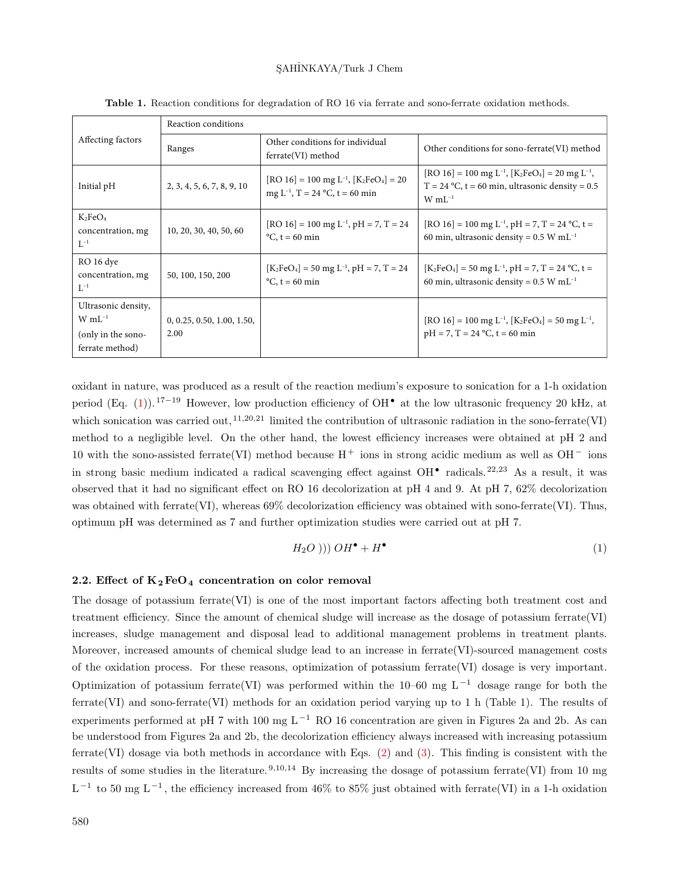**Table 1.** Reaction conditions for degradation of RO 16 via ferrate and sono-ferrate oxidation methods.

| Affecting factors | Reaction conditions | | |
|---|---|---|---|
| | Ranges | Other conditions for individual ferrate(VI) method | Other conditions for sono-ferrate(VI) method |
| Initial pH | 2, 3, 4, 5, 6, 7, 8, 9, 10 | [RO 16] = 100 mg $L^{-1}$, [$K_2FeO_4$] = 20 mg $L^{-1}$, T = 24 °C, t = 60 min | [RO 16] = 100 mg $L^{-1}$, [$K_2FeO_4$] = 20 mg $L^{-1}$, T = 24 °C, t = 60 min, ultrasonic density = 0.5 W $mL^{-1}$ |
| $K_2FeO_4$ concentration, mg $L^{-1}$ | 10, 20, 30, 40, 50, 60 | [RO 16] = 100 mg $L^{-1}$, pH = 7, T = 24 °C, t = 60 min | [RO 16] = 100 mg $L^{-1}$, pH = 7, T = 24 °C, t = 60 min, ultrasonic density = 0.5 W $mL^{-1}$ |
| RO 16 dye concentration, mg $L^{-1}$ | 50, 100, 150, 200 | [$K_2FeO_4$] = 50 mg $L^{-1}$, pH = 7, T = 24 °C, t = 60 min | [$K_2FeO_4$] = 50 mg $L^{-1}$, pH = 7, T = 24 °C, t = 60 min, ultrasonic density = 0.5 W $mL^{-1}$ |
| Ultrasonic density, W $mL^{-1}$ (only in the sono-ferrate method) | 0, 0.25, 0.50, 1.00, 1.50, 2.00 | | [RO 16] = 100 mg $L^{-1}$, [$K_2FeO_4$] = 50 mg $L^{-1}$, pH = 7, T = 24 °C, t = 60 min |

oxidant in nature, was produced as a result of the reaction medium's exposure to sonication for a 1-h oxidation period (Eq. (1)).[17–19] However, low production efficiency of $OH^\bullet$ at the low ultrasonic frequency 20 kHz, at which sonication was carried out,[11,20,21] limited the contribution of ultrasonic radiation in the sono-ferrate(VI) method to a negligible level. On the other hand, the lowest efficiency increases were obtained at pH 2 and 10 with the sono-assisted ferrate(VI) method because $H^+$ ions in strong acidic medium as well as $OH^-$ ions in strong basic medium indicated a radical scavenging effect against $OH^\bullet$ radicals.[22,23] As a result, it was observed that it had no significant effect on RO 16 decolorization at pH 4 and 9. At pH 7, 62% decolorization was obtained with ferrate(VI), whereas 69% decolorization efficiency was obtained with sono-ferrate(VI). Thus, optimum pH was determined as 7 and further optimization studies were carried out at pH 7.

$$H_2O \;))) \; OH^\bullet + H^\bullet \tag{1}$$

### 2.2. Effect of $K_2FeO_4$ concentration on color removal

The dosage of potassium ferrate(VI) is one of the most important factors affecting both treatment cost and treatment efficiency. Since the amount of chemical sludge will increase as the dosage of potassium ferrate(VI) increases, sludge management and disposal lead to additional management problems in treatment plants. Moreover, increased amounts of chemical sludge lead to an increase in ferrate(VI)-sourced management costs of the oxidation process. For these reasons, optimization of potassium ferrate(VI) dosage is very important. Optimization of potassium ferrate(VI) was performed within the 10–60 mg $L^{-1}$ dosage range for both the ferrate(VI) and sono-ferrate(VI) methods for an oxidation period varying up to 1 h (Table 1). The results of experiments performed at pH 7 with 100 mg $L^{-1}$ RO 16 concentration are given in Figures 2a and 2b. As can be understood from Figures 2a and 2b, the decolorization efficiency always increased with increasing potassium ferrate(VI) dosage via both methods in accordance with Eqs. (2) and (3). This finding is consistent with the results of some studies in the literature.[9,10,14] By increasing the dosage of potassium ferrate(VI) from 10 mg $L^{-1}$ to 50 mg $L^{-1}$, the efficiency increased from 46% to 85% just obtained with ferrate(VI) in a 1-h oxidation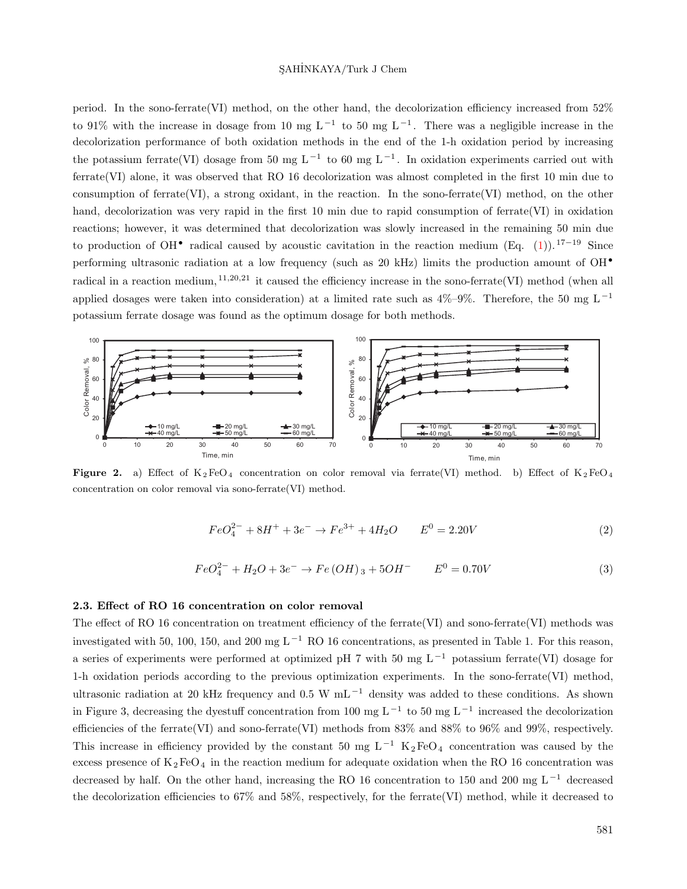period. In the sono-ferrate(VI) method, on the other hand, the decolorization efficiency increased from 52% to 91% with the increase in dosage from 10 mg $L^{-1}$ to 50 mg $L^{-1}$. There was a negligible increase in the decolorization performance of both oxidation methods in the end of the 1-h oxidation period by increasing the potassium ferrate(VI) dosage from 50 mg $L^{-1}$ to 60 mg $L^{-1}$. In oxidation experiments carried out with ferrate(VI) alone, it was observed that RO 16 decolorization was almost completed in the first 10 min due to consumption of ferrate(VI), a strong oxidant, in the reaction. In the sono-ferrate(VI) method, on the other hand, decolorization was very rapid in the first 10 min due to rapid consumption of ferrate(VI) in oxidation reactions; however, it was determined that decolorization was slowly increased in the remaining 50 min due to production of $OH^{\bullet}$ radical caused by acoustic cavitation in the reaction medium (Eq. (1)).[17–19] Since performing ultrasonic radiation at a low frequency (such as 20 kHz) limits the production amount of $OH^{\bullet}$ radical in a reaction medium,[11,20,21] it caused the efficiency increase in the sono-ferrate(VI) method (when all applied dosages were taken into consideration) at a limited rate such as 4%–9%. Therefore, the 50 mg $L^{-1}$ potassium ferrate dosage was found as the optimum dosage for both methods.

**Figure 2.** a) Effect of $K_2FeO_4$ concentration on color removal via ferrate(VI) method. b) Effect of $K_2FeO_4$ concentration on color removal via sono-ferrate(VI) method.

$$FeO_4^{2-} + 8H^+ + 3e^- \rightarrow Fe^{3+} + 4H_2O \qquad E^0 = 2.20V \tag{2}$$

$$FeO_4^{2-} + H_2O + 3e^- \rightarrow Fe\,(OH)_3 + 5OH^- \qquad E^0 = 0.70V \tag{3}$$

### 2.3. Effect of RO 16 concentration on color removal

The effect of RO 16 concentration on treatment efficiency of the ferrate(VI) and sono-ferrate(VI) methods was investigated with 50, 100, 150, and 200 mg $L^{-1}$ RO 16 concentrations, as presented in Table 1. For this reason, a series of experiments were performed at optimized pH 7 with 50 mg $L^{-1}$ potassium ferrate(VI) dosage for 1-h oxidation periods according to the previous optimization experiments. In the sono-ferrate(VI) method, ultrasonic radiation at 20 kHz frequency and 0.5 W $mL^{-1}$ density was added to these conditions. As shown in Figure 3, decreasing the dyestuff concentration from 100 mg $L^{-1}$ to 50 mg $L^{-1}$ increased the decolorization efficiencies of the ferrate(VI) and sono-ferrate(VI) methods from 83% and 88% to 96% and 99%, respectively. This increase in efficiency provided by the constant 50 mg $L^{-1}$ $K_2FeO_4$ concentration was caused by the excess presence of $K_2FeO_4$ in the reaction medium for adequate oxidation when the RO 16 concentration was decreased by half. On the other hand, increasing the RO 16 concentration to 150 and 200 mg $L^{-1}$ decreased the decolorization efficiencies to 67% and 58%, respectively, for the ferrate(VI) method, while it decreased to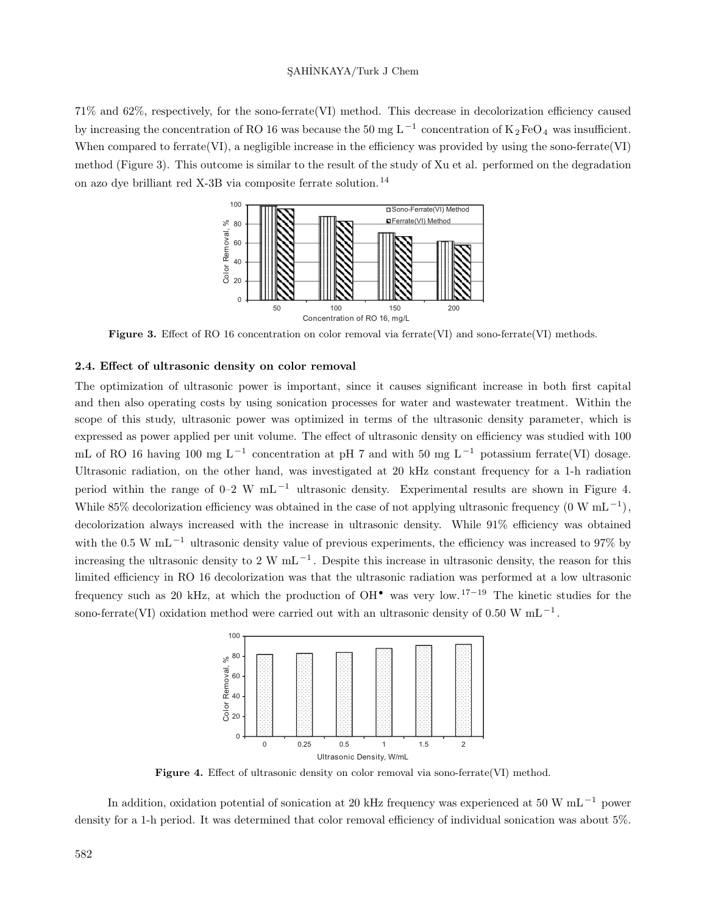71% and 62%, respectively, for the sono-ferrate(VI) method. This decrease in decolorization efficiency caused by increasing the concentration of RO 16 was because the 50 mg $L^{-1}$ concentration of $K_2FeO_4$ was insufficient. When compared to ferrate(VI), a negligible increase in the efficiency was provided by using the sono-ferrate(VI) method (Figure 3). This outcome is similar to the result of the study of Xu et al. performed on the degradation on azo dye brilliant red X-3B via composite ferrate solution.[14]

**Figure 3.** Effect of RO 16 concentration on color removal via ferrate(VI) and sono-ferrate(VI) methods.

### 2.4. Effect of ultrasonic density on color removal

The optimization of ultrasonic power is important, since it causes significant increase in both first capital and then also operating costs by using sonication processes for water and wastewater treatment. Within the scope of this study, ultrasonic power was optimized in terms of the ultrasonic density parameter, which is expressed as power applied per unit volume. The effect of ultrasonic density on efficiency was studied with 100 mL of RO 16 having 100 mg $L^{-1}$ concentration at pH 7 and with 50 mg $L^{-1}$ potassium ferrate(VI) dosage. Ultrasonic radiation, on the other hand, was investigated at 20 kHz constant frequency for a 1-h radiation period within the range of 0–2 W $mL^{-1}$ ultrasonic density. Experimental results are shown in Figure 4. While 85% decolorization efficiency was obtained in the case of not applying ultrasonic frequency (0 W $mL^{-1}$), decolorization always increased with the increase in ultrasonic density. While 91% efficiency was obtained with the 0.5 W $mL^{-1}$ ultrasonic density value of previous experiments, the efficiency was increased to 97% by increasing the ultrasonic density to 2 W $mL^{-1}$. Despite this increase in ultrasonic density, the reason for this limited efficiency in RO 16 decolorization was that the ultrasonic radiation was performed at a low ultrasonic frequency such as 20 kHz, at which the production of $OH^{\bullet}$ was very low.[17–19] The kinetic studies for the sono-ferrate(VI) oxidation method were carried out with an ultrasonic density of 0.50 W $mL^{-1}$.

**Figure 4.** Effect of ultrasonic density on color removal via sono-ferrate(VI) method.

In addition, oxidation potential of sonication at 20 kHz frequency was experienced at 50 W $mL^{-1}$ power density for a 1-h period. It was determined that color removal efficiency of individual sonication was about 5%.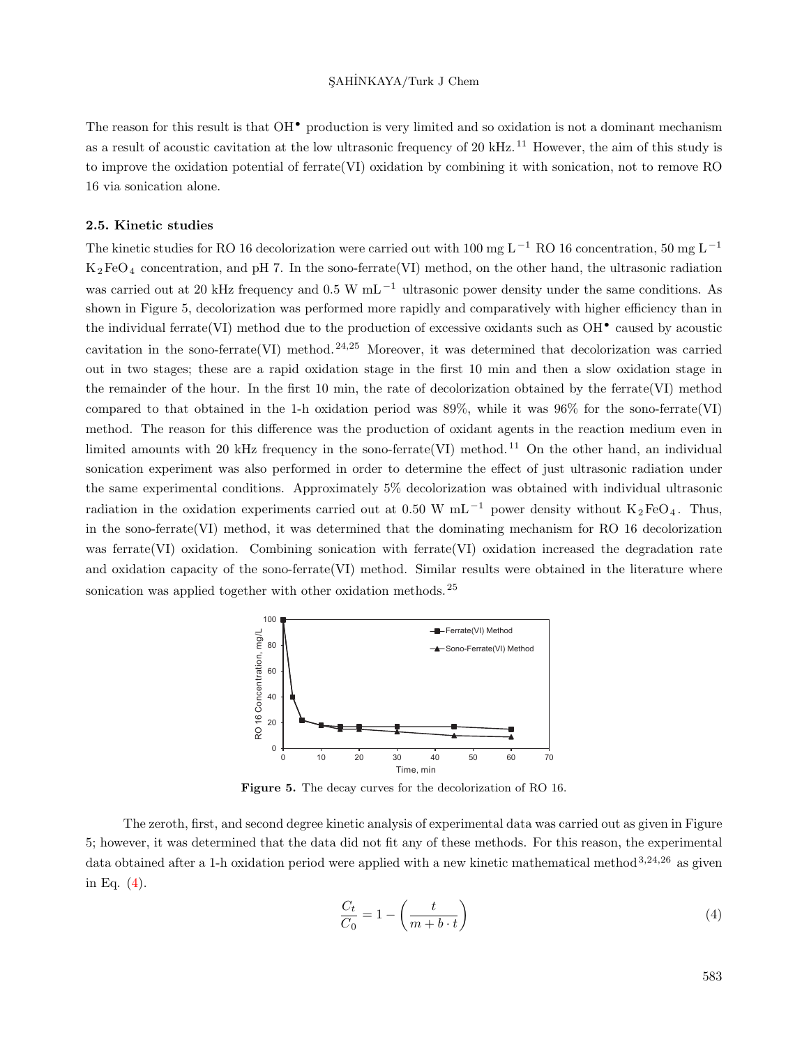The reason for this result is that $OH^{\bullet}$ production is very limited and so oxidation is not a dominant mechanism as a result of acoustic cavitation at the low ultrasonic frequency of 20 kHz.[11] However, the aim of this study is to improve the oxidation potential of ferrate(VI) oxidation by combining it with sonication, not to remove RO 16 via sonication alone.

### 2.5. Kinetic studies

The kinetic studies for RO 16 decolorization were carried out with 100 mg $L^{-1}$ RO 16 concentration, 50 mg $L^{-1}$ $K_2FeO_4$ concentration, and pH 7. In the sono-ferrate(VI) method, on the other hand, the ultrasonic radiation was carried out at 20 kHz frequency and 0.5 W $mL^{-1}$ ultrasonic power density under the same conditions. As shown in Figure 5, decolorization was performed more rapidly and comparatively with higher efficiency than in the individual ferrate(VI) method due to the production of excessive oxidants such as $OH^{\bullet}$ caused by acoustic cavitation in the sono-ferrate(VI) method.[24,25] Moreover, it was determined that decolorization was carried out in two stages; these are a rapid oxidation stage in the first 10 min and then a slow oxidation stage in the remainder of the hour. In the first 10 min, the rate of decolorization obtained by the ferrate(VI) method compared to that obtained in the 1-h oxidation period was 89%, while it was 96% for the sono-ferrate(VI) method. The reason for this difference was the production of oxidant agents in the reaction medium even in limited amounts with 20 kHz frequency in the sono-ferrate(VI) method.[11] On the other hand, an individual sonication experiment was also performed in order to determine the effect of just ultrasonic radiation under the same experimental conditions. Approximately 5% decolorization was obtained with individual ultrasonic radiation in the oxidation experiments carried out at 0.50 W $mL^{-1}$ power density without $K_2FeO_4$. Thus, in the sono-ferrate(VI) method, it was determined that the dominating mechanism for RO 16 decolorization was ferrate(VI) oxidation. Combining sonication with ferrate(VI) oxidation increased the degradation rate and oxidation capacity of the sono-ferrate(VI) method. Similar results were obtained in the literature where sonication was applied together with other oxidation methods.[25]

**Figure 5.** The decay curves for the decolorization of RO 16.

The zeroth, first, and second degree kinetic analysis of experimental data was carried out as given in Figure 5; however, it was determined that the data did not fit any of these methods. For this reason, the experimental data obtained after a 1-h oxidation period were applied with a new kinetic mathematical method[3,24,26] as given in Eq. (4).

$$\frac{C_t}{C_0} = 1 - \left(\frac{t}{m + b \cdot t}\right) \tag{4}$$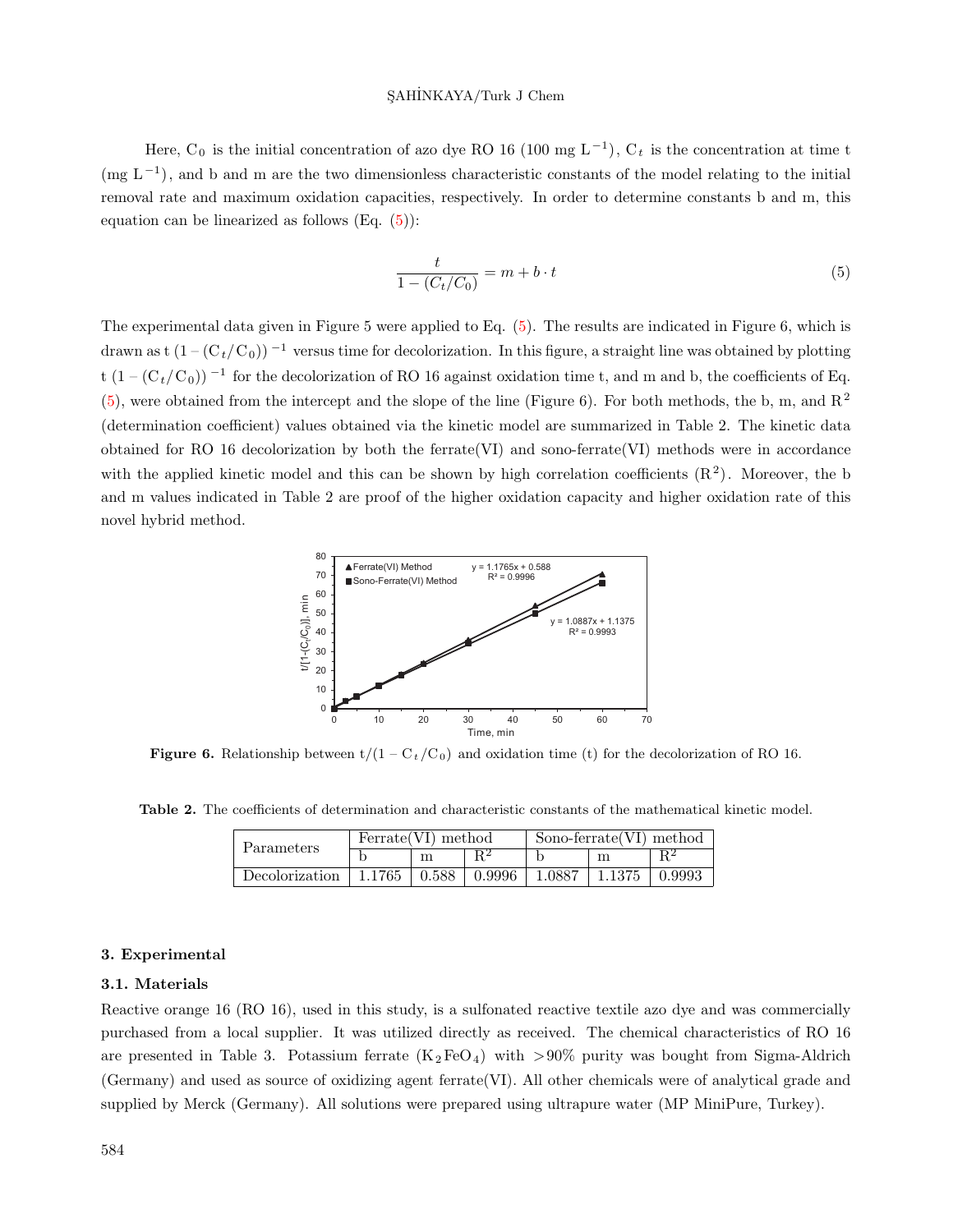Here, $C_0$ is the initial concentration of azo dye RO 16 (100 mg $L^{-1}$), $C_t$ is the concentration at time t (mg $L^{-1}$), and b and m are the two dimensionless characteristic constants of the model relating to the initial removal rate and maximum oxidation capacities, respectively. In order to determine constants b and m, this equation can be linearized as follows (Eq. (5)):

$$\frac{t}{1-(C_t/C_0)} = m + b \cdot t \tag{5}$$

The experimental data given in Figure 5 were applied to Eq. (5). The results are indicated in Figure 6, which is drawn as t $(1-(C_t/C_0))^{-1}$ versus time for decolorization. In this figure, a straight line was obtained by plotting t $(1-(C_t/C_0))^{-1}$ for the decolorization of RO 16 against oxidation time t, and m and b, the coefficients of Eq. (5), were obtained from the intercept and the slope of the line (Figure 6). For both methods, the b, m, and $R^2$ (determination coefficient) values obtained via the kinetic model are summarized in Table 2. The kinetic data obtained for RO 16 decolorization by both the ferrate(VI) and sono-ferrate(VI) methods were in accordance with the applied kinetic model and this can be shown by high correlation coefficients ($R^2$). Moreover, the b and m values indicated in Table 2 are proof of the higher oxidation capacity and higher oxidation rate of this novel hybrid method.

**Figure 6.** Relationship between $t/(1-C_t/C_0)$ and oxidation time (t) for the decolorization of RO 16.

**Table 2.** The coefficients of determination and characteristic constants of the mathematical kinetic model.

| Parameters | Ferrate(VI) method | | | Sono-ferrate(VI) method | | |
|---|---|---|---|---|---|---|
| | b | m | $R^2$ | b | m | $R^2$ |
| Decolorization | 1.1765 | 0.588 | 0.9996 | 1.0887 | 1.1375 | 0.9993 |

## 3. Experimental

### 3.1. Materials

Reactive orange 16 (RO 16), used in this study, is a sulfonated reactive textile azo dye and was commercially purchased from a local supplier. It was utilized directly as received. The chemical characteristics of RO 16 are presented in Table 3. Potassium ferrate ($K_2FeO_4$) with >90% purity was bought from Sigma-Aldrich (Germany) and used as source of oxidizing agent ferrate(VI). All other chemicals were of analytical grade and supplied by Merck (Germany). All solutions were prepared using ultrapure water (MP MiniPure, Turkey).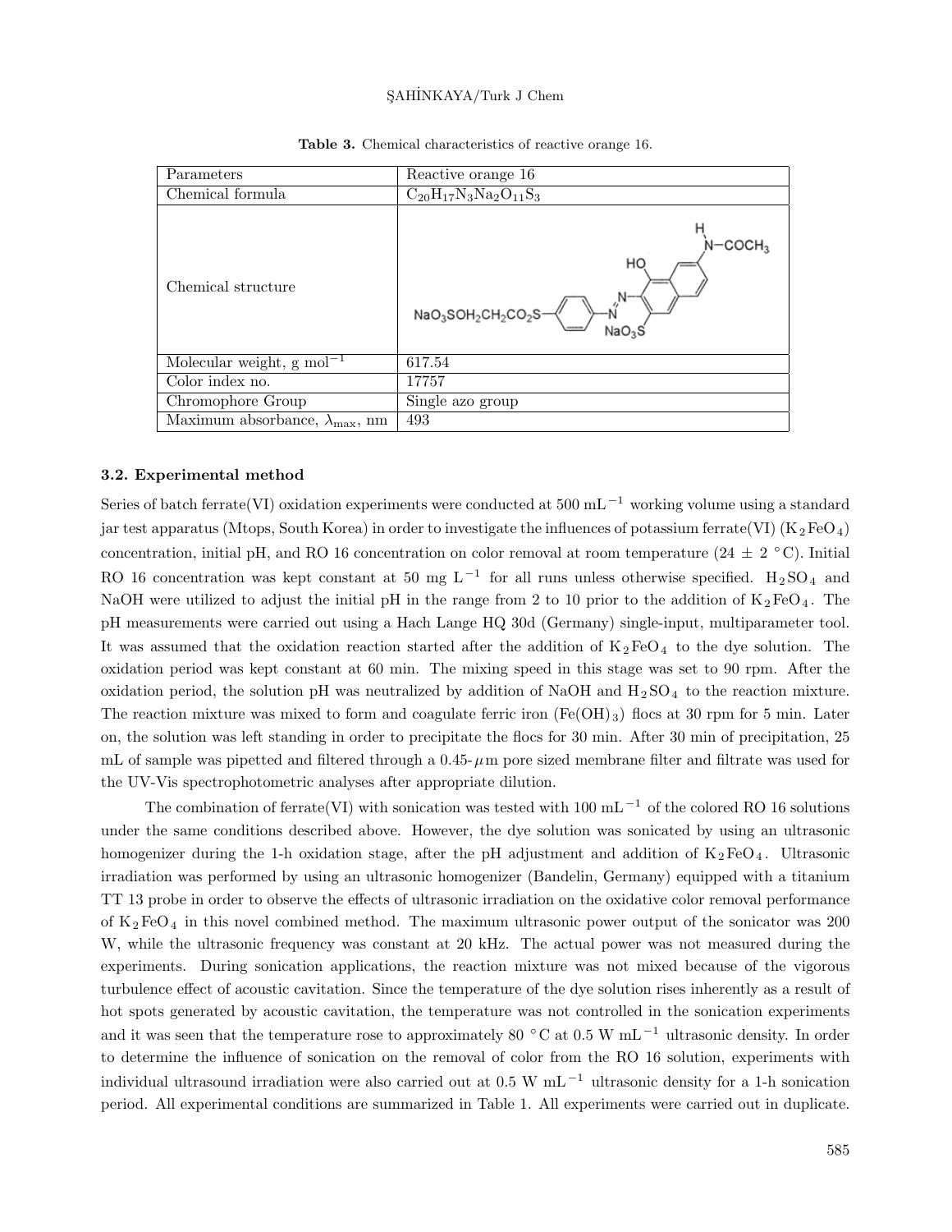**Table 3.** Chemical characteristics of reactive orange 16.

| Parameters | Reactive orange 16 |
|---|---|
| Chemical formula | $C_{20}H_{17}N_3Na_2O_{11}S_3$ |
| Chemical structure | |
| Molecular weight, g $mol^{-1}$ | 617.54 |
| Color index no. | 17757 |
| Chromophore Group | Single azo group |
| Maximum absorbance, $\lambda_{max}$, nm | 493 |

### 3.2. Experimental method

Series of batch ferrate(VI) oxidation experiments were conducted at 500 $mL^{-1}$ working volume using a standard jar test apparatus (Mtops, South Korea) in order to investigate the influences of potassium ferrate(VI) ($K_2FeO_4$) concentration, initial pH, and RO 16 concentration on color removal at room temperature (24 ± 2 °C). Initial RO 16 concentration was kept constant at 50 mg $L^{-1}$ for all runs unless otherwise specified. $H_2SO_4$ and NaOH were utilized to adjust the initial pH in the range from 2 to 10 prior to the addition of $K_2FeO_4$. The pH measurements were carried out using a Hach Lange HQ 30d (Germany) single-input, multiparameter tool. It was assumed that the oxidation reaction started after the addition of $K_2FeO_4$ to the dye solution. The oxidation period was kept constant at 60 min. The mixing speed in this stage was set to 90 rpm. After the oxidation period, the solution pH was neutralized by addition of NaOH and $H_2SO_4$ to the reaction mixture. The reaction mixture was mixed to form and coagulate ferric iron ($Fe(OH)_3$) flocs at 30 rpm for 5 min. Later on, the solution was left standing in order to precipitate the flocs for 30 min. After 30 min of precipitation, 25 mL of sample was pipetted and filtered through a 0.45-$\mu$m pore sized membrane filter and filtrate was used for the UV-Vis spectrophotometric analyses after appropriate dilution.

The combination of ferrate(VI) with sonication was tested with 100 $mL^{-1}$ of the colored RO 16 solutions under the same conditions described above. However, the dye solution was sonicated by using an ultrasonic homogenizer during the 1-h oxidation stage, after the pH adjustment and addition of $K_2FeO_4$. Ultrasonic irradiation was performed by using an ultrasonic homogenizer (Bandelin, Germany) equipped with a titanium TT 13 probe in order to observe the effects of ultrasonic irradiation on the oxidative color removal performance of $K_2FeO_4$ in this novel combined method. The maximum ultrasonic power output of the sonicator was 200 W, while the ultrasonic frequency was constant at 20 kHz. The actual power was not measured during the experiments. During sonication applications, the reaction mixture was not mixed because of the vigorous turbulence effect of acoustic cavitation. Since the temperature of the dye solution rises inherently as a result of hot spots generated by acoustic cavitation, the temperature was not controlled in the sonication experiments and it was seen that the temperature rose to approximately 80 °C at 0.5 W $mL^{-1}$ ultrasonic density. In order to determine the influence of sonication on the removal of color from the RO 16 solution, experiments with individual ultrasound irradiation were also carried out at 0.5 W $mL^{-1}$ ultrasonic density for a 1-h sonication period. All experimental conditions are summarized in Table 1. All experiments were carried out in duplicate.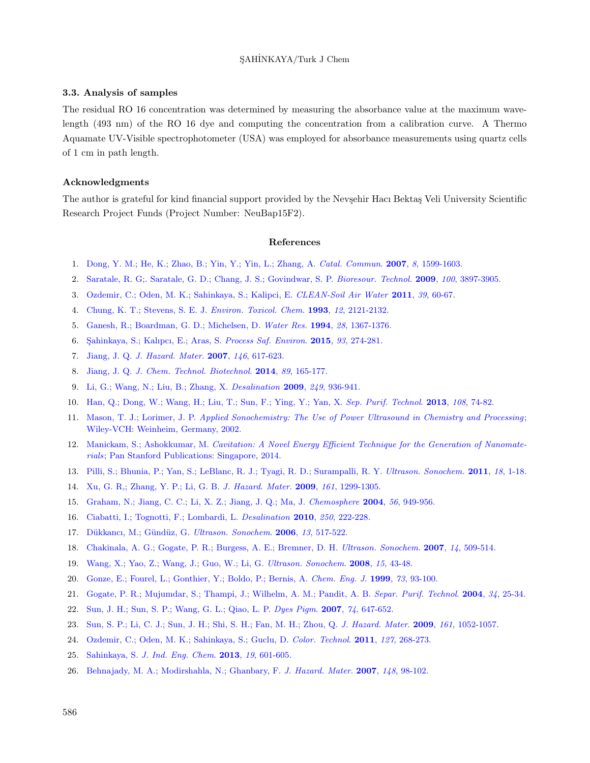### 3.3. Analysis of samples

The residual RO 16 concentration was determined by measuring the absorbance value at the maximum wavelength (493 nm) of the RO 16 dye and computing the concentration from a calibration curve. A Thermo Aquamate UV-Visible spectrophotometer (USA) was employed for absorbance measurements using quartz cells of 1 cm in path length.

## Acknowledgments

The author is grateful for kind financial support provided by the Nevşehir Hacı Bektaş Veli University Scientific Research Project Funds (Project Number: NeuBap15F2).

## References

1. Dong, Y. M.; He, K.; Zhao, B.; Yin, Y.; Yin, L.; Zhang, A. *Catal. Commun.* **2007**, *8*, 1599-1603.
2. Saratale, R. G;. Saratale, G. D.; Chang, J. S.; Govindwar, S. P. *Bioresour. Technol.* **2009**, *100*, 3897-3905.
3. Ozdemir, C.; Oden, M. K.; Sahinkaya, S.; Kalipci, E. *CLEAN-Soil Air Water* **2011**, *39*, 60-67.
4. Chung, K. T.; Stevens, S. E. J. *Environ. Toxicol. Chem.* **1993**, *12*, 2121-2132.
5. Ganesh, R.; Boardman, G. D.; Michelsen, D. *Water Res.* **1994**, *28*, 1367-1376.
6. Şahinkaya, S.; Kalıpcı, E.; Aras, S. *Process Saf. Environ.* **2015**, *93*, 274-281.
7. Jiang, J. Q. *J. Hazard. Mater.* **2007**, *146*, 617-623.
8. Jiang, J. Q. *J. Chem. Technol. Biotechnol.* **2014**, *89*, 165-177.
9. Li, G.; Wang, N.; Liu, B.; Zhang, X. *Desalination* **2009**, *249*, 936-941.
10. Han, Q.; Dong, W.; Wang, H.; Liu, T.; Sun, F.; Ying, Y.; Yan, X. *Sep. Purif. Technol.* **2013**, *108*, 74-82.
11. Mason, T. J.; Lorimer, J. P. *Applied Sonochemistry: The Use of Power Ultrasound in Chemistry and Processing*; Wiley-VCH: Weinheim, Germany, 2002.
12. Manickam, S.; Ashokkumar, M. *Cavitation: A Novel Energy Efficient Technique for the Generation of Nanomaterials*; Pan Stanford Publications: Singapore, 2014.
13. Pilli, S.; Bhunia, P.; Yan, S.; LeBlanc, R. J.; Tyagi, R. D.; Surampalli, R. Y. *Ultrason. Sonochem.* **2011**, *18*, 1-18.
14. Xu, G. R,; Zhang, Y. P.; Li, G. B. *J. Hazard. Mater.* **2009**, *161*, 1299-1305.
15. Graham, N.; Jiang, C. C.; Li, X. Z.; Jiang, J. Q.; Ma, J. *Chemosphere* **2004**, *56*, 949-956.
16. Ciabatti, I.; Tognotti, F.; Lombardi, L. *Desalination* **2010**, *250*, 222-228.
17. Dükkancı, M.; Gündüz, G. *Ultrason. Sonochem.* **2006**, *13*, 517-522.
18. Chakinala, A. G.; Gogate, P. R.; Burgess, A. E.; Bremner, D. H. *Ultrason. Sonochem.* **2007**, *14*, 509-514.
19. Wang, X.; Yao, Z.; Wang, J.; Guo, W.; Li, G. *Ultrason. Sonochem.* **2008**, *15*, 43-48.
20. Gonze, E.; Fourel, L.; Gonthier, Y.; Boldo, P.; Bernis, A. *Chem. Eng. J.* **1999**, *73*, 93-100.
21. Gogate, P. R.; Mujumdar, S.; Thampi, J.; Wilhelm, A. M.; Pandit, A. B. *Separ. Purif. Technol.* **2004**, *34*, 25-34.
22. Sun, J. H.; Sun, S. P.; Wang, G. L.; Qiao, L. P. *Dyes Pigm.* **2007**, *74*, 647-652.
23. Sun, S. P.; Li, C. J.; Sun, J. H.; Shi, S. H.; Fan, M. H.; Zhou, Q. *J. Hazard. Mater.* **2009**, *161*, 1052-1057.
24. Ozdemir, C.; Oden, M. K.; Sahinkaya, S.; Guclu, D. *Color. Technol.* **2011**, *127*, 268-273.
25. Sahinkaya, S. *J. Ind. Eng. Chem.* **2013**, *19*, 601-605.
26. Behnajady, M. A.; Modirshahla, N.; Ghanbary, F. *J. Hazard. Mater.* **2007**, *148*, 98-102.